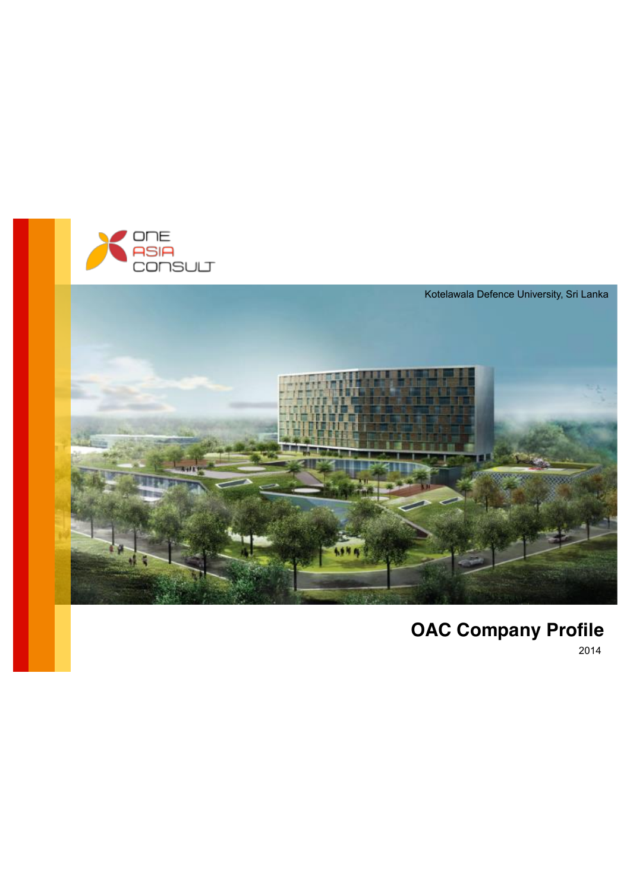ONE ASIA CONSULT

Kotelawala Defence University, Sri Lanka

# OAC Company Profile

2014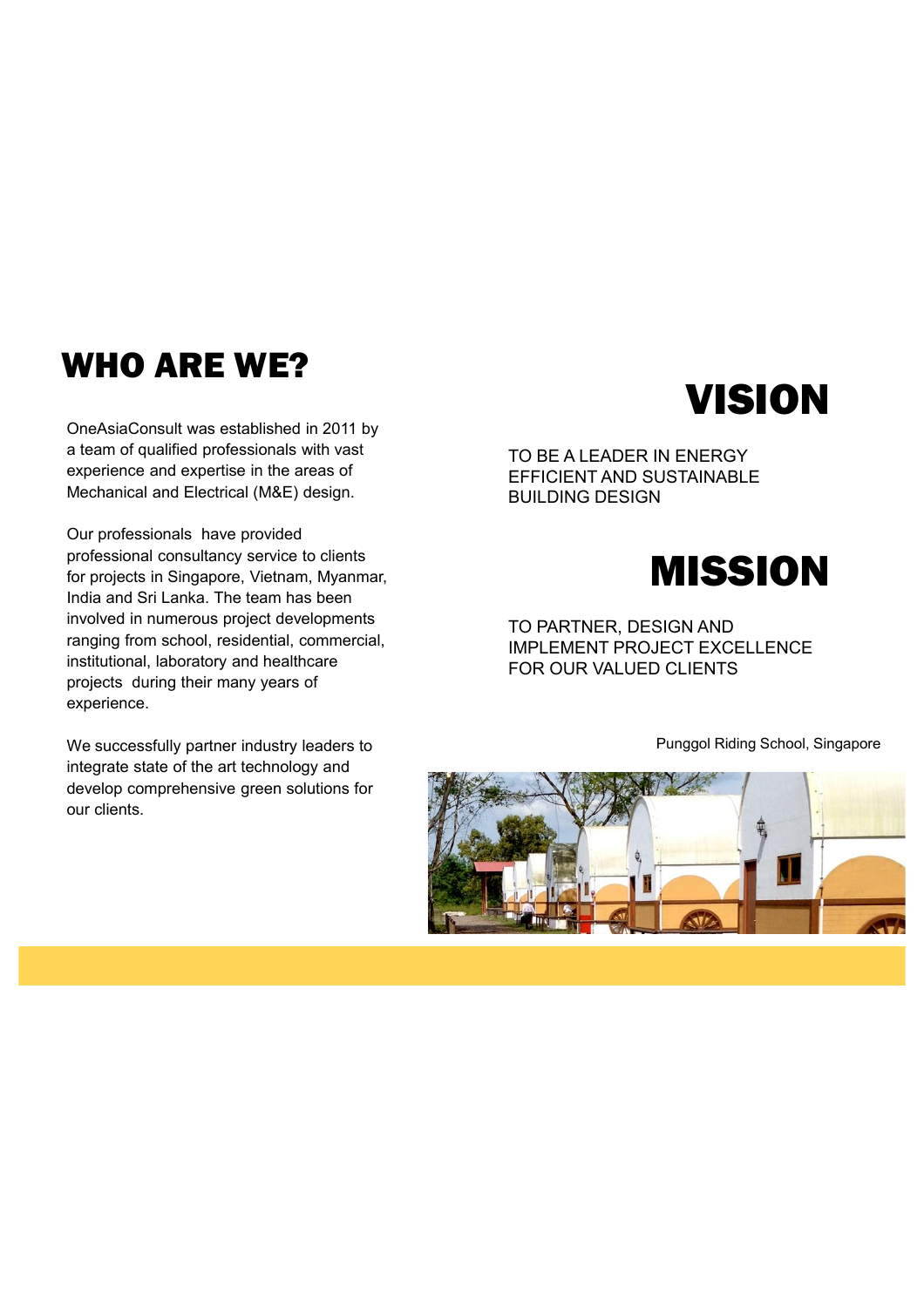# WHO ARE WE?

OneAsiaConsult was established in 2011 by a team of qualified professionals with vast experience and expertise in the areas of Mechanical and Electrical (M&E) design.

Our professionals have provided professional consultancy service to clients for projects in Singapore, Vietnam, Myanmar, India and Sri Lanka. The team has been involved in numerous project developments ranging from school, residential, commercial, institutional, laboratory and healthcare projects during their many years of experience.

We successfully partner industry leaders to integrate state of the art technology and develop comprehensive green solutions for our clients.

# VISION

TO BE A LEADER IN ENERGY EFFICIENT AND SUSTAINABLE BUILDING DESIGN

# MISSION

TO PARTNER, DESIGN AND IMPLEMENT PROJECT EXCELLENCE FOR OUR VALUED CLIENTS

Punggol Riding School, Singapore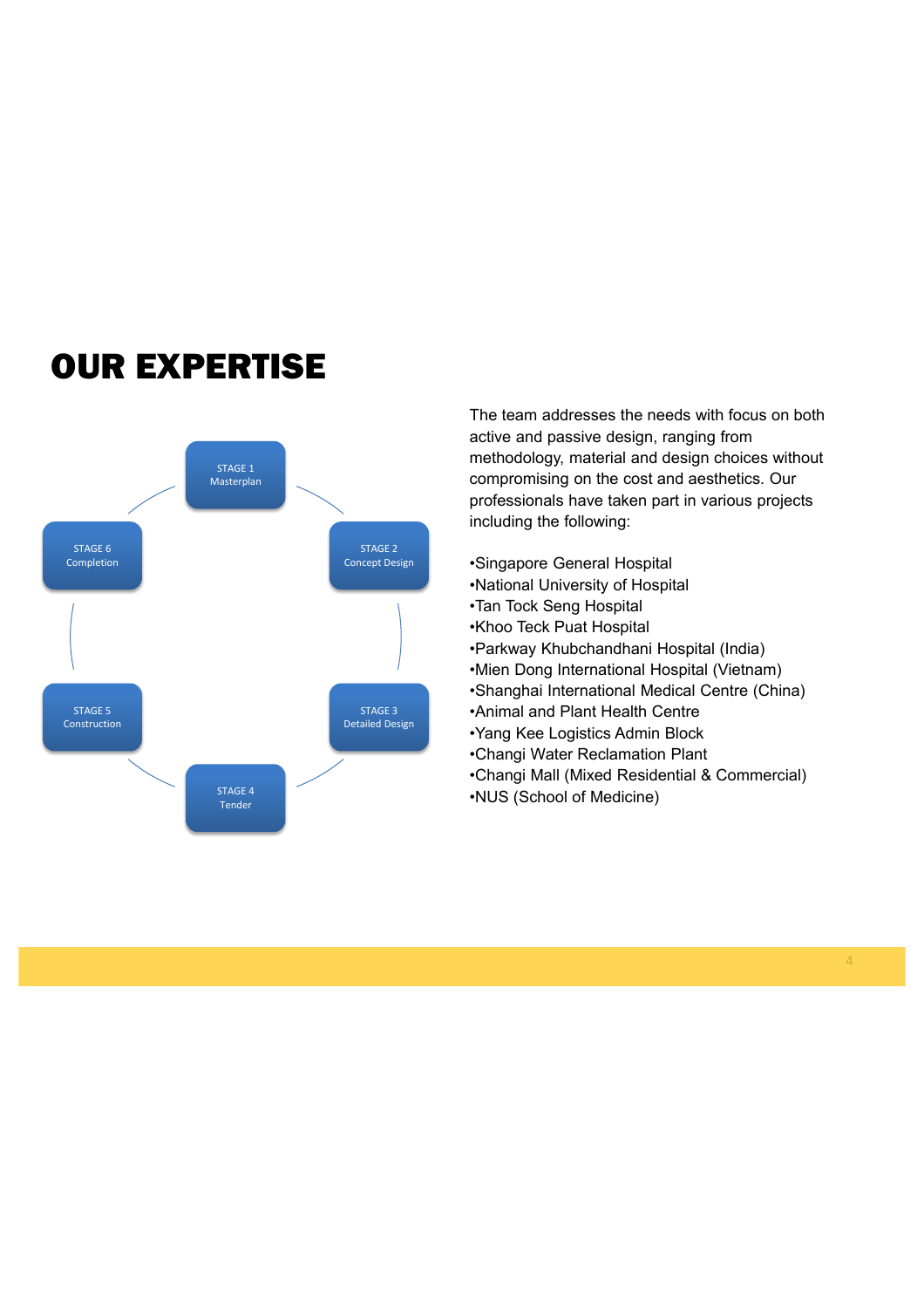# OUR EXPERTISE

STAGE 1 Masterplan

STAGE 2 Concept Design

STAGE 3 Detailed Design

STAGE 4 Tender

STAGE 5 Construction

STAGE 6 Completion

The team addresses the needs with focus on both active and passive design, ranging from methodology, material and design choices without compromising on the cost and aesthetics. Our professionals have taken part in various projects including the following:

- Singapore General Hospital
- National University of Hospital
- Tan Tock Seng Hospital
- Khoo Teck Puat Hospital
- Parkway Khubchandhani Hospital (India)
- Mien Dong International Hospital (Vietnam)
- Shanghai International Medical Centre (China)
- Animal and Plant Health Centre
- Yang Kee Logistics Admin Block
- Changi Water Reclamation Plant
- Changi Mall (Mixed Residential & Commercial)
- NUS (School of Medicine)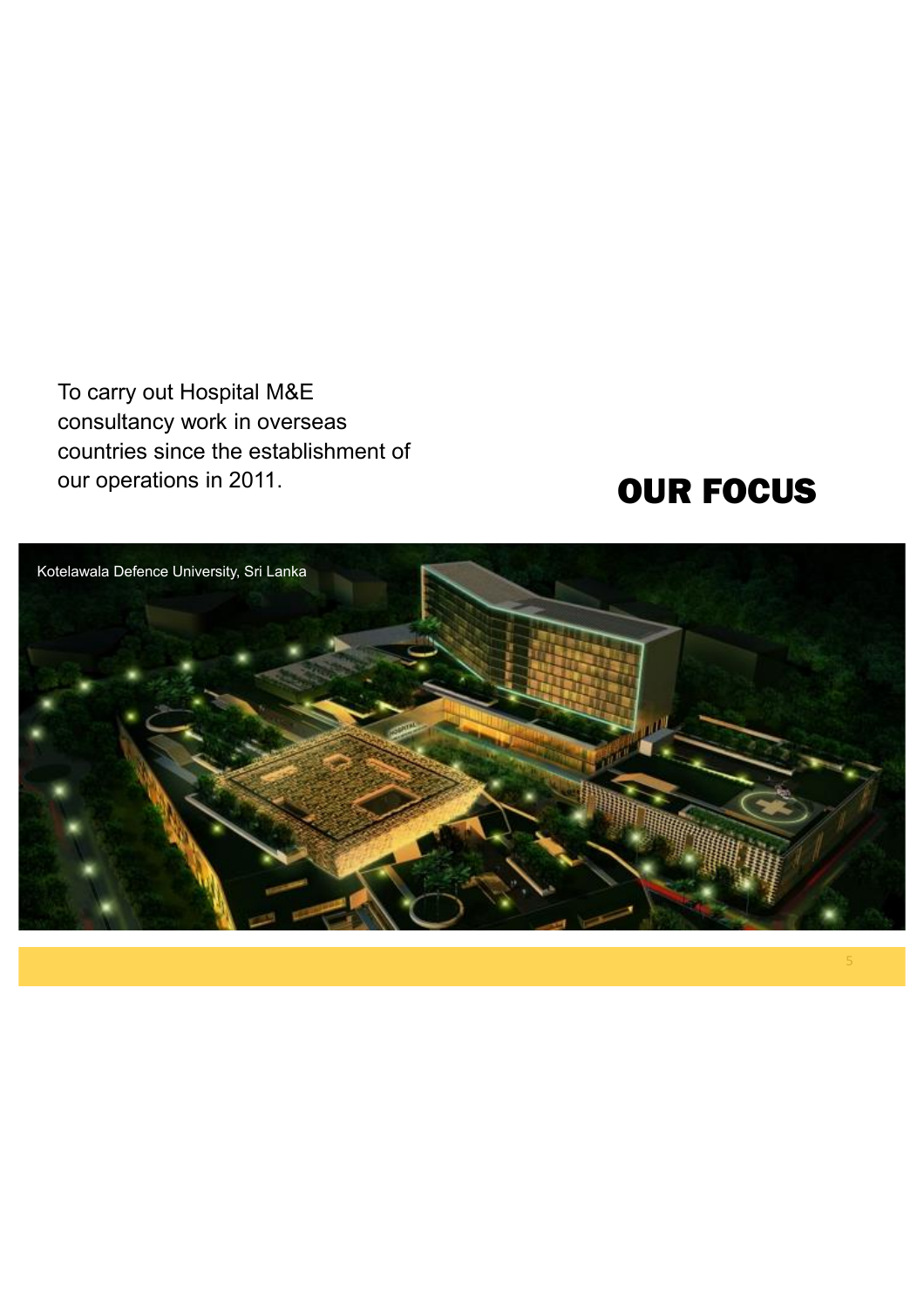To carry out Hospital M&E consultancy work in overseas countries since the establishment of our operations in 2011.

# OUR FOCUS

Kotelawala Defence University, Sri Lanka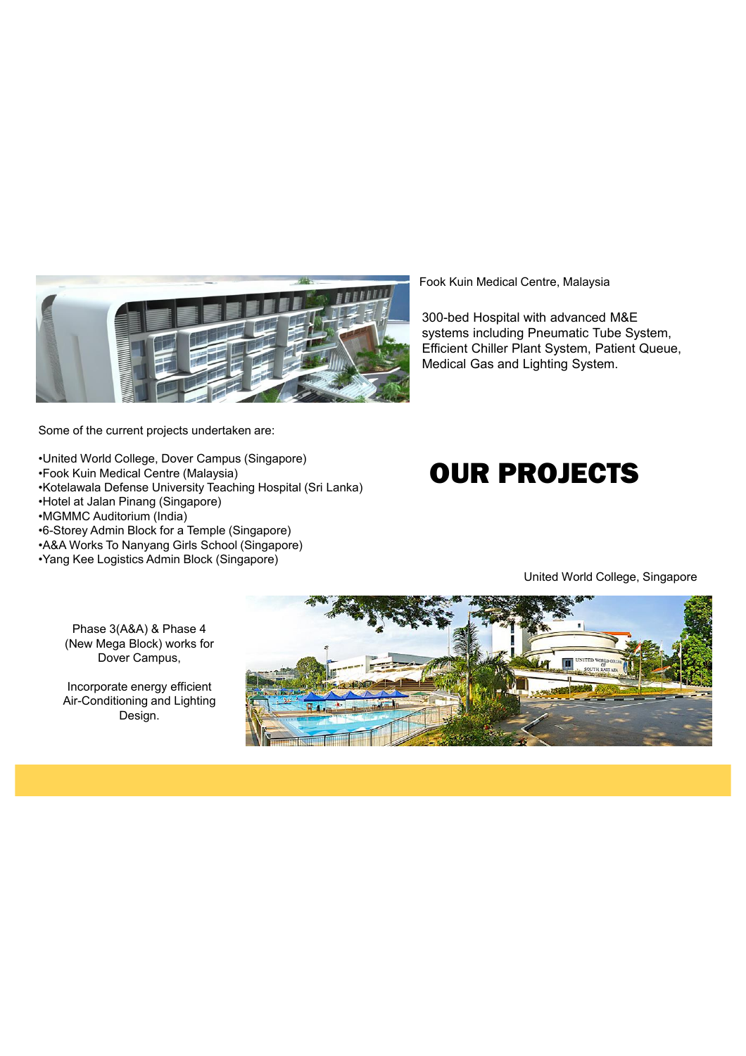# OUR PROJECTS

Fook Kuin Medical Centre, Malaysia

300-bed Hospital with advanced M&E systems including Pneumatic Tube System, Efficient Chiller Plant System, Patient Queue, Medical Gas and Lighting System.

Some of the current projects undertaken are:

- United World College, Dover Campus (Singapore)
- Fook Kuin Medical Centre (Malaysia)
- Kotelawala Defense University Teaching Hospital (Sri Lanka)
- Hotel at Jalan Pinang (Singapore)
- MGMMC Auditorium (India)
- 6-Storey Admin Block for a Temple (Singapore)
- A&A Works To Nanyang Girls School (Singapore)
- Yang Kee Logistics Admin Block (Singapore)

United World College, Singapore

Phase 3(A&A) & Phase 4 (New Mega Block) works for Dover Campus,

Incorporate energy efficient Air-Conditioning and Lighting Design.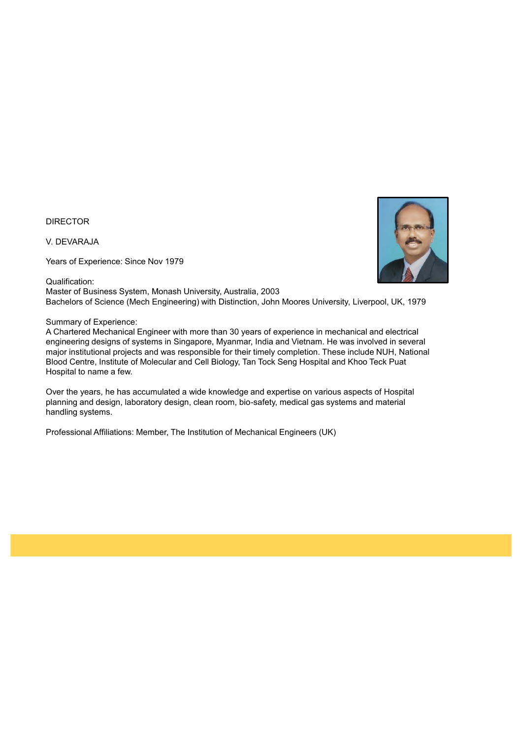DIRECTOR

V. DEVARAJA

Years of Experience: Since Nov 1979

Qualification:
Master of Business System, Monash University, Australia, 2003
Bachelors of Science (Mech Engineering) with Distinction, John Moores University, Liverpool, UK, 1979

Summary of Experience:
A Chartered Mechanical Engineer with more than 30 years of experience in mechanical and electrical engineering designs of systems in Singapore, Myanmar, India and Vietnam. He was involved in several major institutional projects and was responsible for their timely completion. These include NUH, National Blood Centre, Institute of Molecular and Cell Biology, Tan Tock Seng Hospital and Khoo Teck Puat Hospital to name a few.

Over the years, he has accumulated a wide knowledge and expertise on various aspects of Hospital planning and design, laboratory design, clean room, bio-safety, medical gas systems and material handling systems.

Professional Affiliations: Member, The Institution of Mechanical Engineers (UK)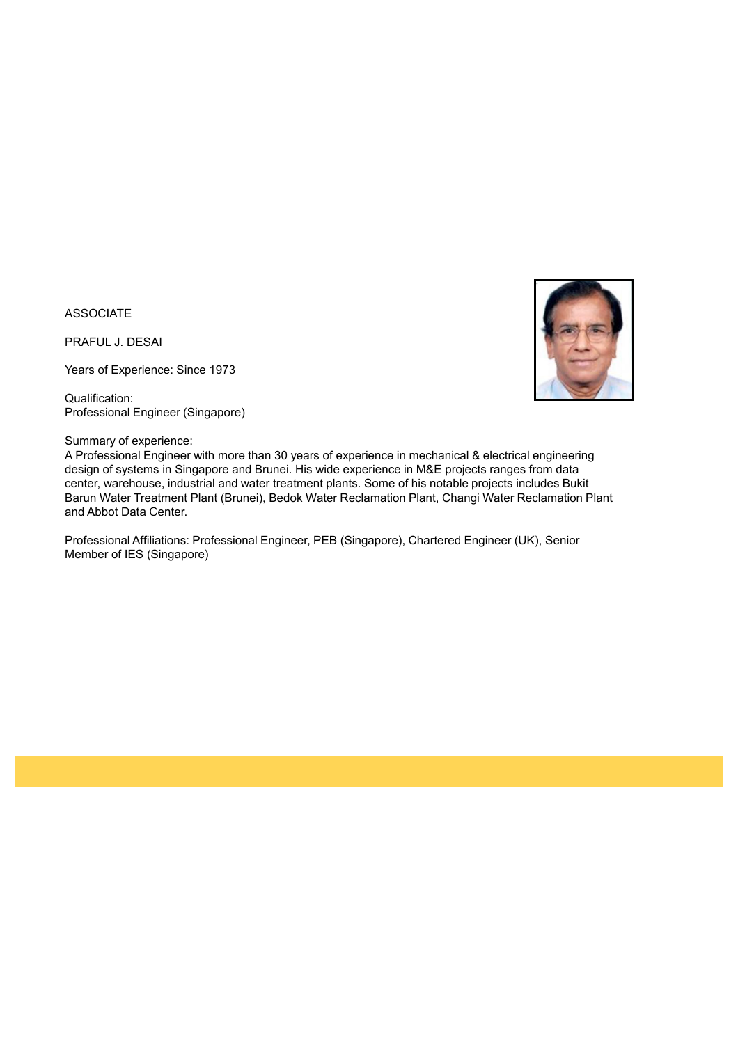ASSOCIATE

PRAFUL J. DESAI

Years of Experience: Since 1973

Qualification:
Professional Engineer (Singapore)

Summary of experience:
A Professional Engineer with more than 30 years of experience in mechanical & electrical engineering design of systems in Singapore and Brunei. His wide experience in M&E projects ranges from data center, warehouse, industrial and water treatment plants. Some of his notable projects includes Bukit Barun Water Treatment Plant (Brunei), Bedok Water Reclamation Plant, Changi Water Reclamation Plant and Abbot Data Center.

Professional Affiliations: Professional Engineer, PEB (Singapore), Chartered Engineer (UK), Senior Member of IES (Singapore)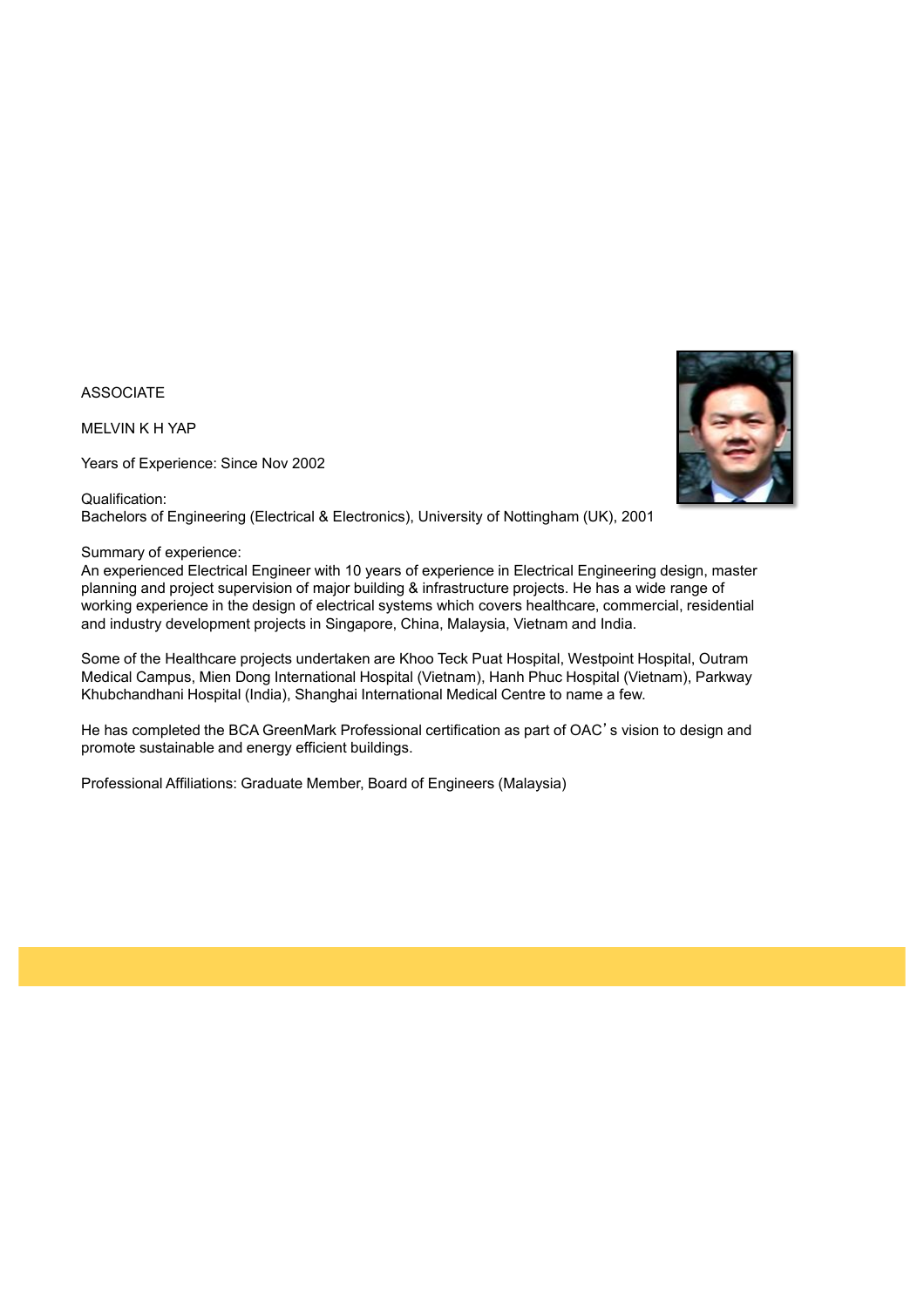ASSOCIATE

MELVIN K H YAP

Years of Experience: Since Nov 2002

Qualification:
Bachelors of Engineering (Electrical & Electronics), University of Nottingham (UK), 2001

Summary of experience:
An experienced Electrical Engineer with 10 years of experience in Electrical Engineering design, master planning and project supervision of major building & infrastructure projects. He has a wide range of working experience in the design of electrical systems which covers healthcare, commercial, residential and industry development projects in Singapore, China, Malaysia, Vietnam and India.

Some of the Healthcare projects undertaken are Khoo Teck Puat Hospital, Westpoint Hospital, Outram Medical Campus, Mien Dong International Hospital (Vietnam), Hanh Phuc Hospital (Vietnam), Parkway Khubchandhani Hospital (India), Shanghai International Medical Centre to name a few.

He has completed the BCA GreenMark Professional certification as part of OAC's vision to design and promote sustainable and energy efficient buildings.

Professional Affiliations: Graduate Member, Board of Engineers (Malaysia)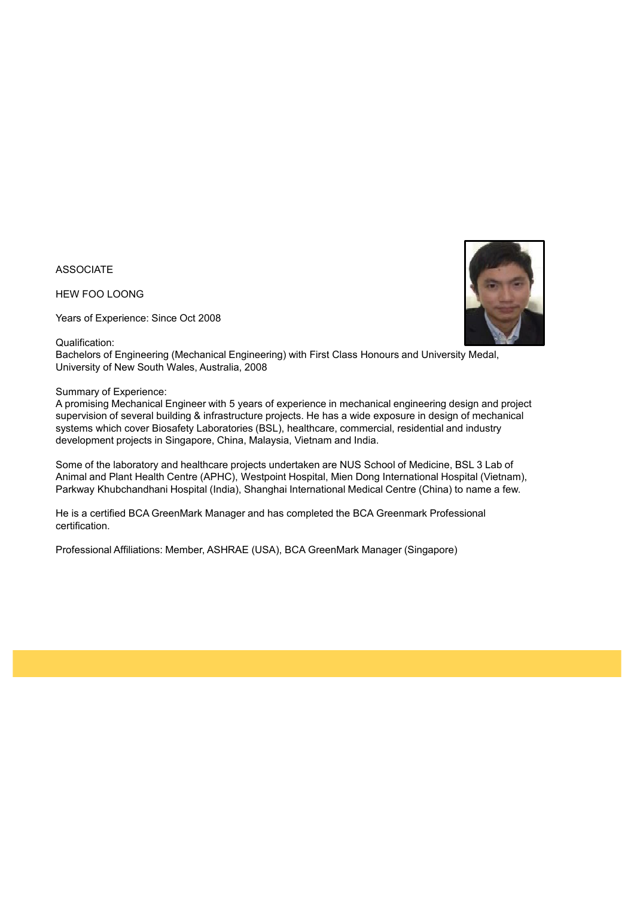ASSOCIATE

HEW FOO LOONG

Years of Experience: Since Oct 2008

Qualification:
Bachelors of Engineering (Mechanical Engineering) with First Class Honours and University Medal, University of New South Wales, Australia, 2008

Summary of Experience:
A promising Mechanical Engineer with 5 years of experience in mechanical engineering design and project supervision of several building & infrastructure projects. He has a wide exposure in design of mechanical systems which cover Biosafety Laboratories (BSL), healthcare, commercial, residential and industry development projects in Singapore, China, Malaysia, Vietnam and India.

Some of the laboratory and healthcare projects undertaken are NUS School of Medicine, BSL 3 Lab of Animal and Plant Health Centre (APHC), Westpoint Hospital, Mien Dong International Hospital (Vietnam), Parkway Khubchandhani Hospital (India), Shanghai International Medical Centre (China) to name a few.

He is a certified BCA GreenMark Manager and has completed the BCA Greenmark Professional certification.

Professional Affiliations: Member, ASHRAE (USA), BCA GreenMark Manager (Singapore)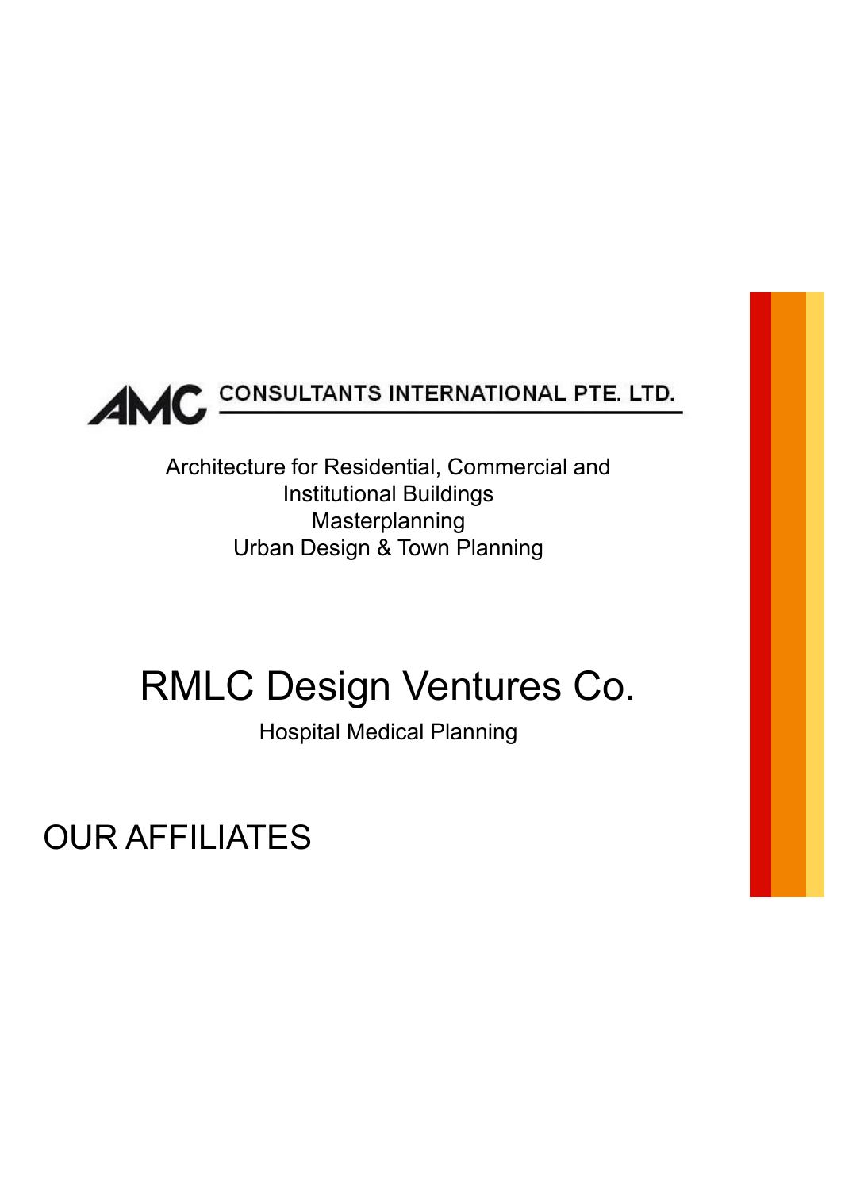# AMC CONSULTANTS INTERNATIONAL PTE. LTD.

Architecture for Residential, Commercial and Institutional Buildings
Masterplanning
Urban Design & Town Planning

## RMLC Design Ventures Co.

Hospital Medical Planning

## OUR AFFILIATES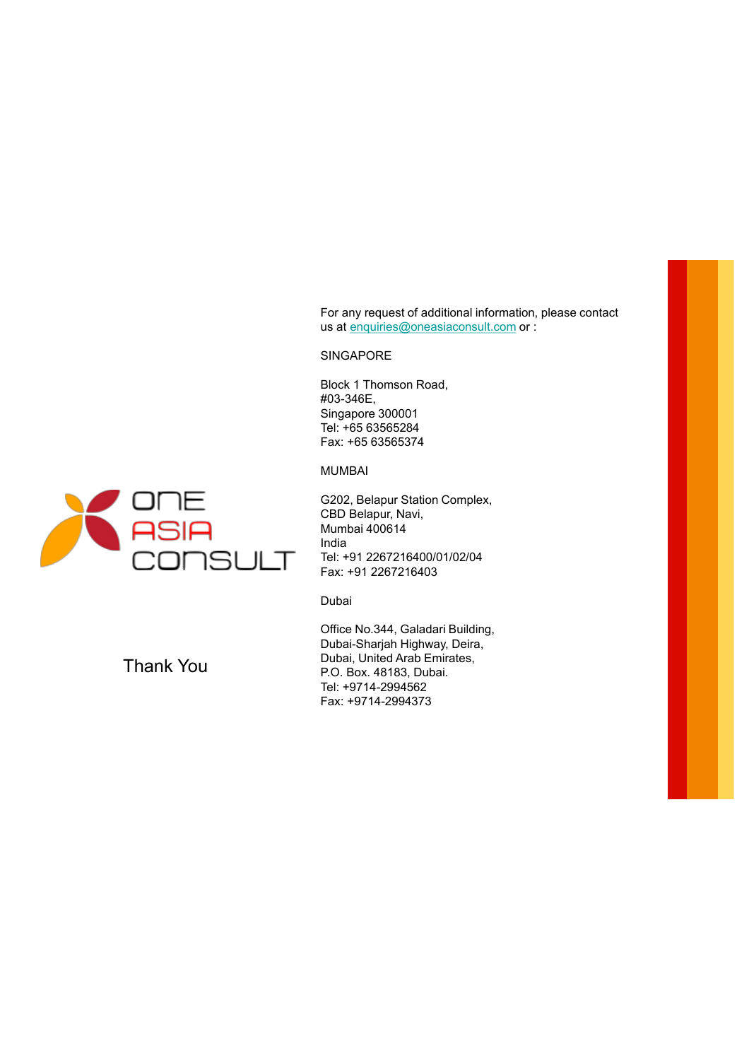ONE
ASIA
CONSULT

Thank You

For any request of additional information, please contact us at enquiries@oneasiaconsult.com or :

SINGAPORE

Block 1 Thomson Road,
#03-346E,
Singapore 300001
Tel: +65 63565284
Fax: +65 63565374

MUMBAI

G202, Belapur Station Complex,
CBD Belapur, Navi,
Mumbai 400614
India
Tel: +91 2267216400/01/02/04
Fax: +91 2267216403

Dubai

Office No.344, Galadari Building,
Dubai-Sharjah Highway, Deira,
Dubai, United Arab Emirates,
P.O. Box. 48183, Dubai.
Tel: +9714-2994562
Fax: +9714-2994373